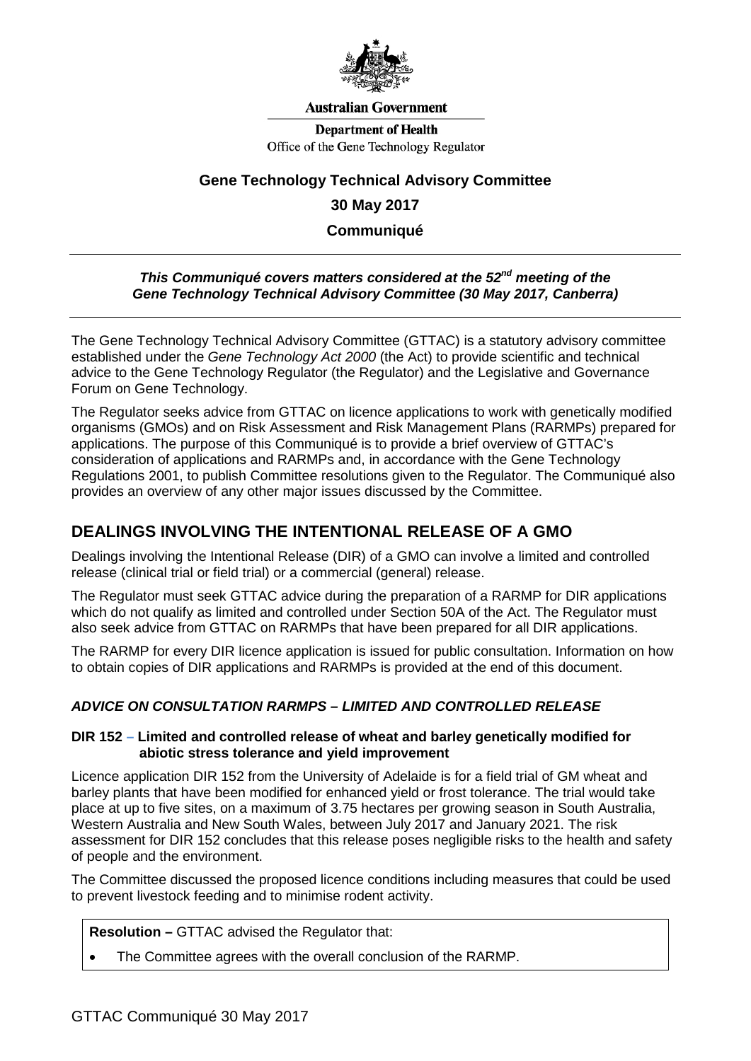Australian Government

Department of Health

Office of the Gene Technology Regulator

# Gene Technology Technical Advisory Committee

## 30 May 2017

## Communiqué

***This Communiqué covers matters considered at the 52nd meeting of the Gene Technology Technical Advisory Committee (30 May 2017, Canberra)***

The Gene Technology Technical Advisory Committee (GTTAC) is a statutory advisory committee established under the *Gene Technology Act 2000* (the Act) to provide scientific and technical advice to the Gene Technology Regulator (the Regulator) and the Legislative and Governance Forum on Gene Technology.

The Regulator seeks advice from GTTAC on licence applications to work with genetically modified organisms (GMOs) and on Risk Assessment and Risk Management Plans (RARMPs) prepared for applications. The purpose of this Communiqué is to provide a brief overview of GTTAC's consideration of applications and RARMPs and, in accordance with the Gene Technology Regulations 2001, to publish Committee resolutions given to the Regulator. The Communiqué also provides an overview of any other major issues discussed by the Committee.

## DEALINGS INVOLVING THE INTENTIONAL RELEASE OF A GMO

Dealings involving the Intentional Release (DIR) of a GMO can involve a limited and controlled release (clinical trial or field trial) or a commercial (general) release.

The Regulator must seek GTTAC advice during the preparation of a RARMP for DIR applications which do not qualify as limited and controlled under Section 50A of the Act. The Regulator must also seek advice from GTTAC on RARMPs that have been prepared for all DIR applications.

The RARMP for every DIR licence application is issued for public consultation. Information on how to obtain copies of DIR applications and RARMPs is provided at the end of this document.

### *ADVICE ON CONSULTATION RARMPS – LIMITED AND CONTROLLED RELEASE*

**DIR 152 – Limited and controlled release of wheat and barley genetically modified for abiotic stress tolerance and yield improvement**

Licence application DIR 152 from the University of Adelaide is for a field trial of GM wheat and barley plants that have been modified for enhanced yield or frost tolerance. The trial would take place at up to five sites, on a maximum of 3.75 hectares per growing season in South Australia, Western Australia and New South Wales, between July 2017 and January 2021. The risk assessment for DIR 152 concludes that this release poses negligible risks to the health and safety of people and the environment.

The Committee discussed the proposed licence conditions including measures that could be used to prevent livestock feeding and to minimise rodent activity.

**Resolution –** GTTAC advised the Regulator that:

- The Committee agrees with the overall conclusion of the RARMP.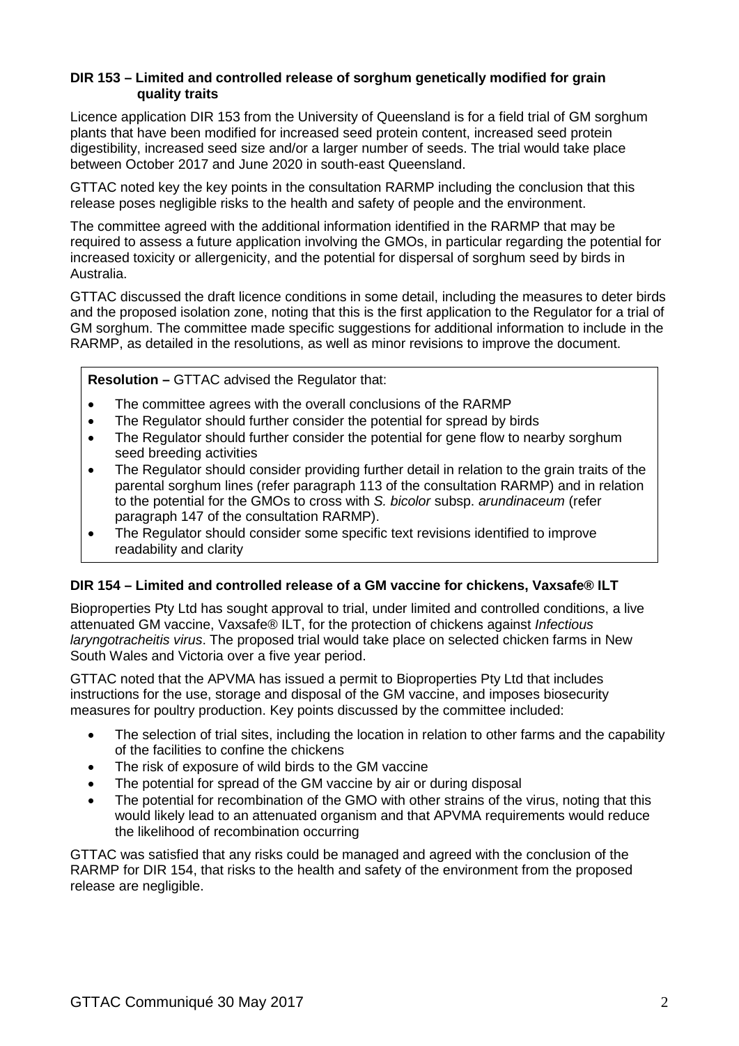### DIR 153 – Limited and controlled release of sorghum genetically modified for grain quality traits

Licence application DIR 153 from the University of Queensland is for a field trial of GM sorghum plants that have been modified for increased seed protein content, increased seed protein digestibility, increased seed size and/or a larger number of seeds. The trial would take place between October 2017 and June 2020 in south-east Queensland.

GTTAC noted key the key points in the consultation RARMP including the conclusion that this release poses negligible risks to the health and safety of people and the environment.

The committee agreed with the additional information identified in the RARMP that may be required to assess a future application involving the GMOs, in particular regarding the potential for increased toxicity or allergenicity, and the potential for dispersal of sorghum seed by birds in Australia.

GTTAC discussed the draft licence conditions in some detail, including the measures to deter birds and the proposed isolation zone, noting that this is the first application to the Regulator for a trial of GM sorghum. The committee made specific suggestions for additional information to include in the RARMP, as detailed in the resolutions, as well as minor revisions to improve the document.

**Resolution –** GTTAC advised the Regulator that:

- The committee agrees with the overall conclusions of the RARMP
- The Regulator should further consider the potential for spread by birds
- The Regulator should further consider the potential for gene flow to nearby sorghum seed breeding activities
- The Regulator should consider providing further detail in relation to the grain traits of the parental sorghum lines (refer paragraph 113 of the consultation RARMP) and in relation to the potential for the GMOs to cross with *S. bicolor* subsp. *arundinaceum* (refer paragraph 147 of the consultation RARMP).
- The Regulator should consider some specific text revisions identified to improve readability and clarity

### DIR 154 – Limited and controlled release of a GM vaccine for chickens, Vaxsafe® ILT

Bioproperties Pty Ltd has sought approval to trial, under limited and controlled conditions, a live attenuated GM vaccine, Vaxsafe® ILT, for the protection of chickens against *Infectious laryngotracheitis virus*. The proposed trial would take place on selected chicken farms in New South Wales and Victoria over a five year period.

GTTAC noted that the APVMA has issued a permit to Bioproperties Pty Ltd that includes instructions for the use, storage and disposal of the GM vaccine, and imposes biosecurity measures for poultry production. Key points discussed by the committee included:

- The selection of trial sites, including the location in relation to other farms and the capability of the facilities to confine the chickens
- The risk of exposure of wild birds to the GM vaccine
- The potential for spread of the GM vaccine by air or during disposal
- The potential for recombination of the GMO with other strains of the virus, noting that this would likely lead to an attenuated organism and that APVMA requirements would reduce the likelihood of recombination occurring

GTTAC was satisfied that any risks could be managed and agreed with the conclusion of the RARMP for DIR 154, that risks to the health and safety of the environment from the proposed release are negligible.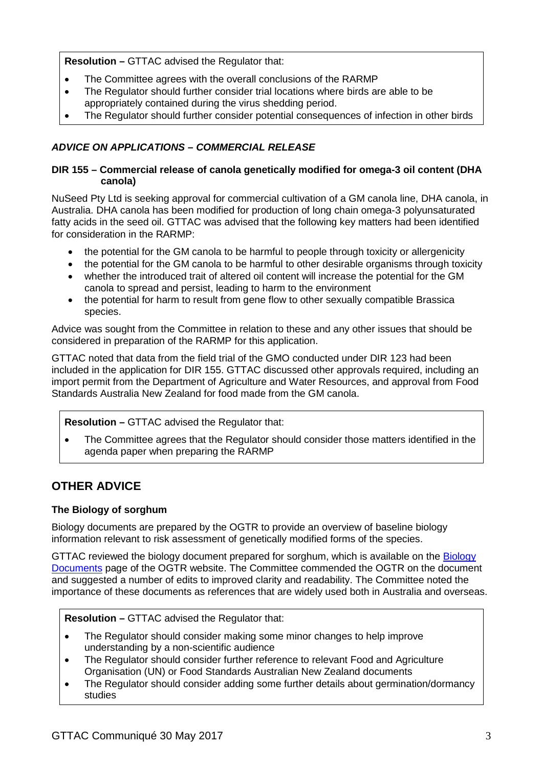**Resolution –** GTTAC advised the Regulator that:

- The Committee agrees with the overall conclusions of the RARMP
- The Regulator should further consider trial locations where birds are able to be appropriately contained during the virus shedding period.
- The Regulator should further consider potential consequences of infection in other birds

### *ADVICE ON APPLICATIONS – COMMERCIAL RELEASE*

#### DIR 155 – Commercial release of canola genetically modified for omega-3 oil content (DHA canola)

NuSeed Pty Ltd is seeking approval for commercial cultivation of a GM canola line, DHA canola, in Australia. DHA canola has been modified for production of long chain omega-3 polyunsaturated fatty acids in the seed oil. GTTAC was advised that the following key matters had been identified for consideration in the RARMP:

- the potential for the GM canola to be harmful to people through toxicity or allergenicity
- the potential for the GM canola to be harmful to other desirable organisms through toxicity
- whether the introduced trait of altered oil content will increase the potential for the GM canola to spread and persist, leading to harm to the environment
- the potential for harm to result from gene flow to other sexually compatible Brassica species.

Advice was sought from the Committee in relation to these and any other issues that should be considered in preparation of the RARMP for this application.

GTTAC noted that data from the field trial of the GMO conducted under DIR 123 had been included in the application for DIR 155. GTTAC discussed other approvals required, including an import permit from the Department of Agriculture and Water Resources, and approval from Food Standards Australia New Zealand for food made from the GM canola.

**Resolution –** GTTAC advised the Regulator that:

- The Committee agrees that the Regulator should consider those matters identified in the agenda paper when preparing the RARMP

## OTHER ADVICE

#### The Biology of sorghum

Biology documents are prepared by the OGTR to provide an overview of baseline biology information relevant to risk assessment of genetically modified forms of the species.

GTTAC reviewed the biology document prepared for sorghum, which is available on the Biology Documents page of the OGTR website. The Committee commended the OGTR on the document and suggested a number of edits to improved clarity and readability. The Committee noted the importance of these documents as references that are widely used both in Australia and overseas.

**Resolution –** GTTAC advised the Regulator that:

- The Regulator should consider making some minor changes to help improve understanding by a non-scientific audience
- The Regulator should consider further reference to relevant Food and Agriculture Organisation (UN) or Food Standards Australian New Zealand documents
- The Regulator should consider adding some further details about germination/dormancy studies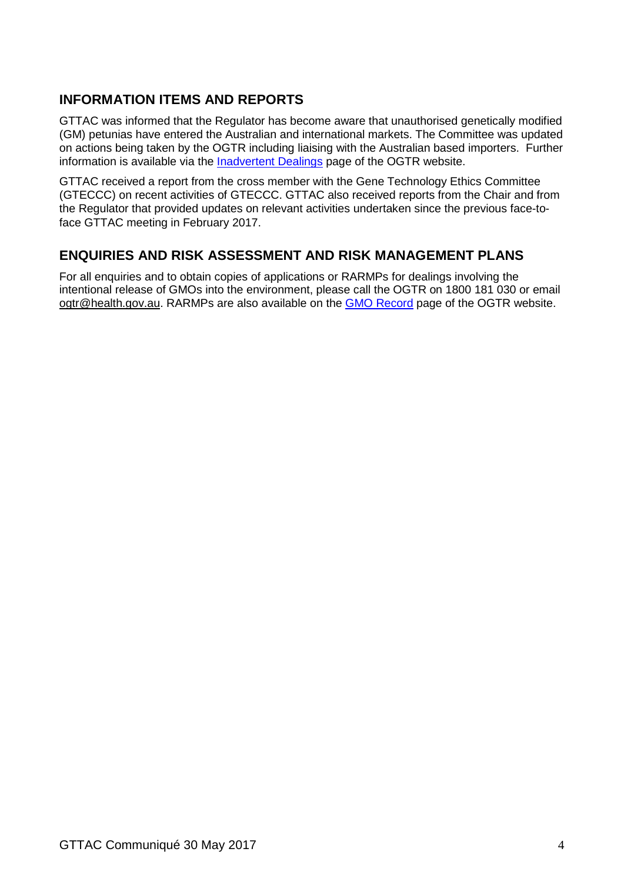## INFORMATION ITEMS AND REPORTS

GTTAC was informed that the Regulator has become aware that unauthorised genetically modified (GM) petunias have entered the Australian and international markets. The Committee was updated on actions being taken by the OGTR including liaising with the Australian based importers. Further information is available via the Inadvertent Dealings page of the OGTR website.

GTTAC received a report from the cross member with the Gene Technology Ethics Committee (GTECCC) on recent activities of GTECCC. GTTAC also received reports from the Chair and from the Regulator that provided updates on relevant activities undertaken since the previous face-to-face GTTAC meeting in February 2017.

## ENQUIRIES AND RISK ASSESSMENT AND RISK MANAGEMENT PLANS

For all enquiries and to obtain copies of applications or RARMPs for dealings involving the intentional release of GMOs into the environment, please call the OGTR on 1800 181 030 or email ogtr@health.gov.au. RARMPs are also available on the GMO Record page of the OGTR website.